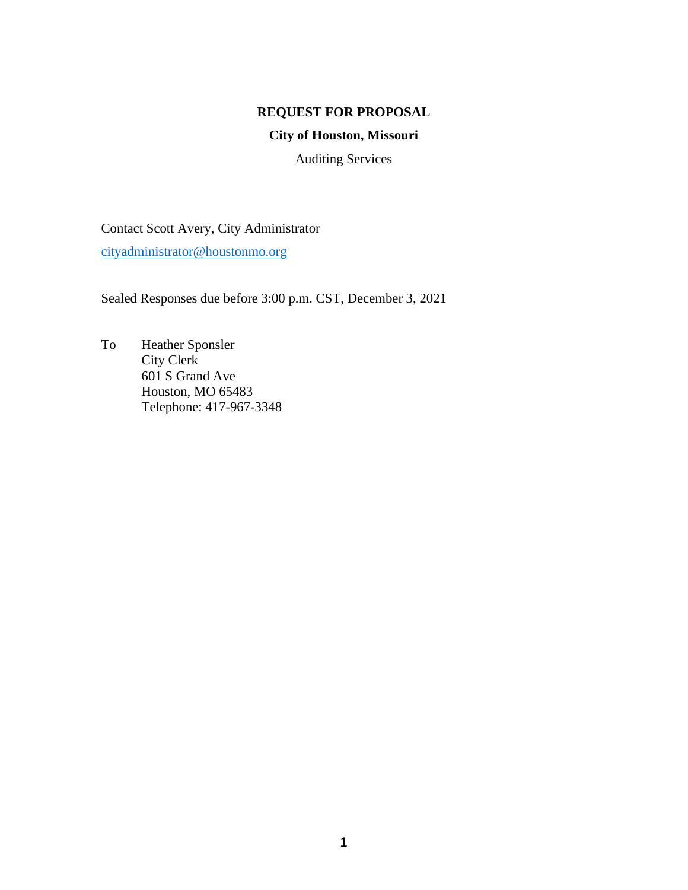# REQUEST FOR PROPOSAL

## City of Houston, Missouri

Auditing Services

Contact Scott Avery, City Administrator

cityadministrator@houstonmo.org

Sealed Responses due before 3:00 p.m. CST, December 3, 2021

To Heather Sponsler  
City Clerk  
601 S Grand Ave  
Houston, MO 65483  
Telephone: 417-967-3348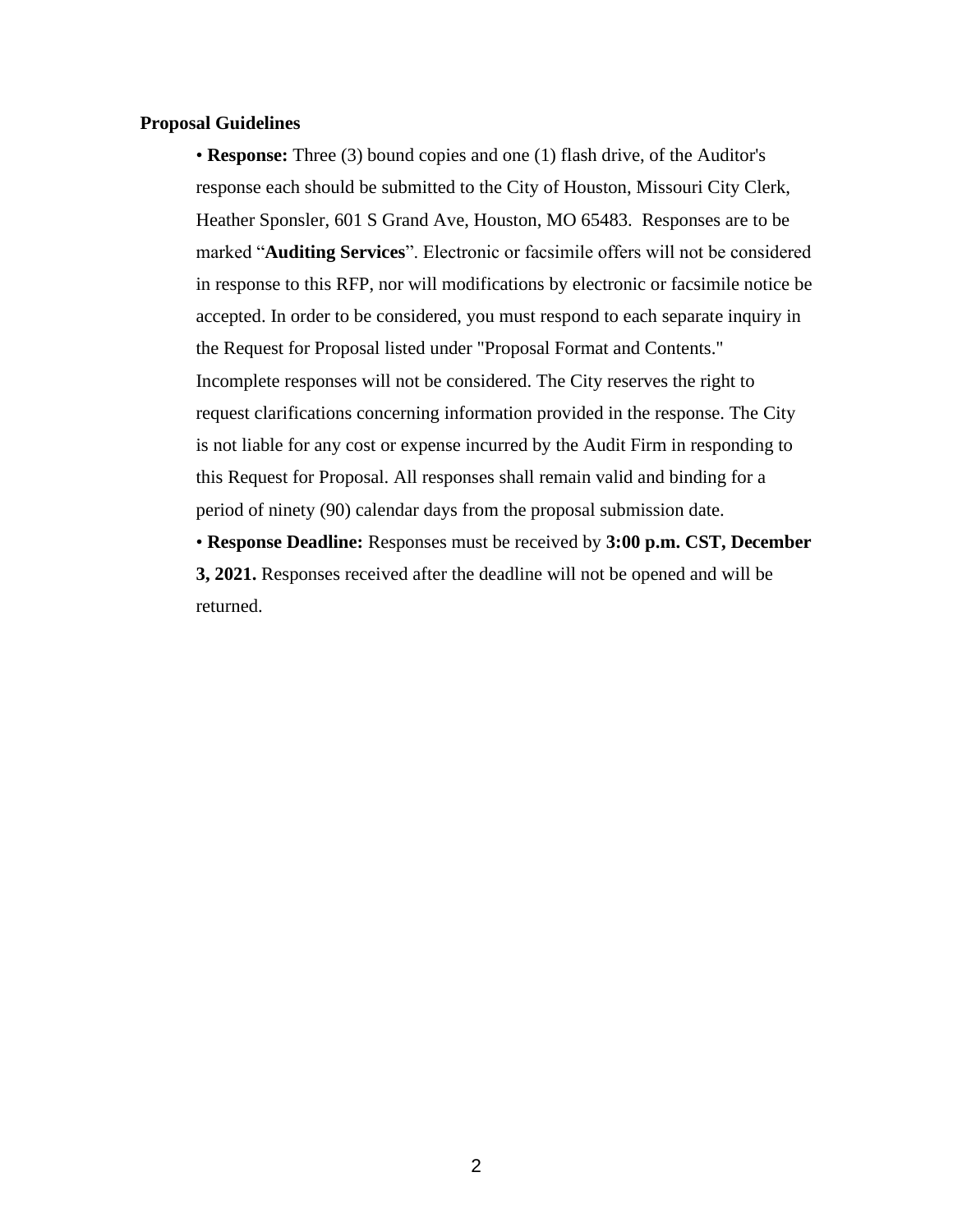**Proposal Guidelines**

- **Response:** Three (3) bound copies and one (1) flash drive, of the Auditor's response each should be submitted to the City of Houston, Missouri City Clerk, Heather Sponsler, 601 S Grand Ave, Houston, MO 65483. Responses are to be marked "**Auditing Services**". Electronic or facsimile offers will not be considered in response to this RFP, nor will modifications by electronic or facsimile notice be accepted. In order to be considered, you must respond to each separate inquiry in the Request for Proposal listed under "Proposal Format and Contents." Incomplete responses will not be considered. The City reserves the right to request clarifications concerning information provided in the response. The City is not liable for any cost or expense incurred by the Audit Firm in responding to this Request for Proposal. All responses shall remain valid and binding for a period of ninety (90) calendar days from the proposal submission date.
- **Response Deadline:** Responses must be received by **3:00 p.m. CST, December 3, 2021.** Responses received after the deadline will not be opened and will be returned.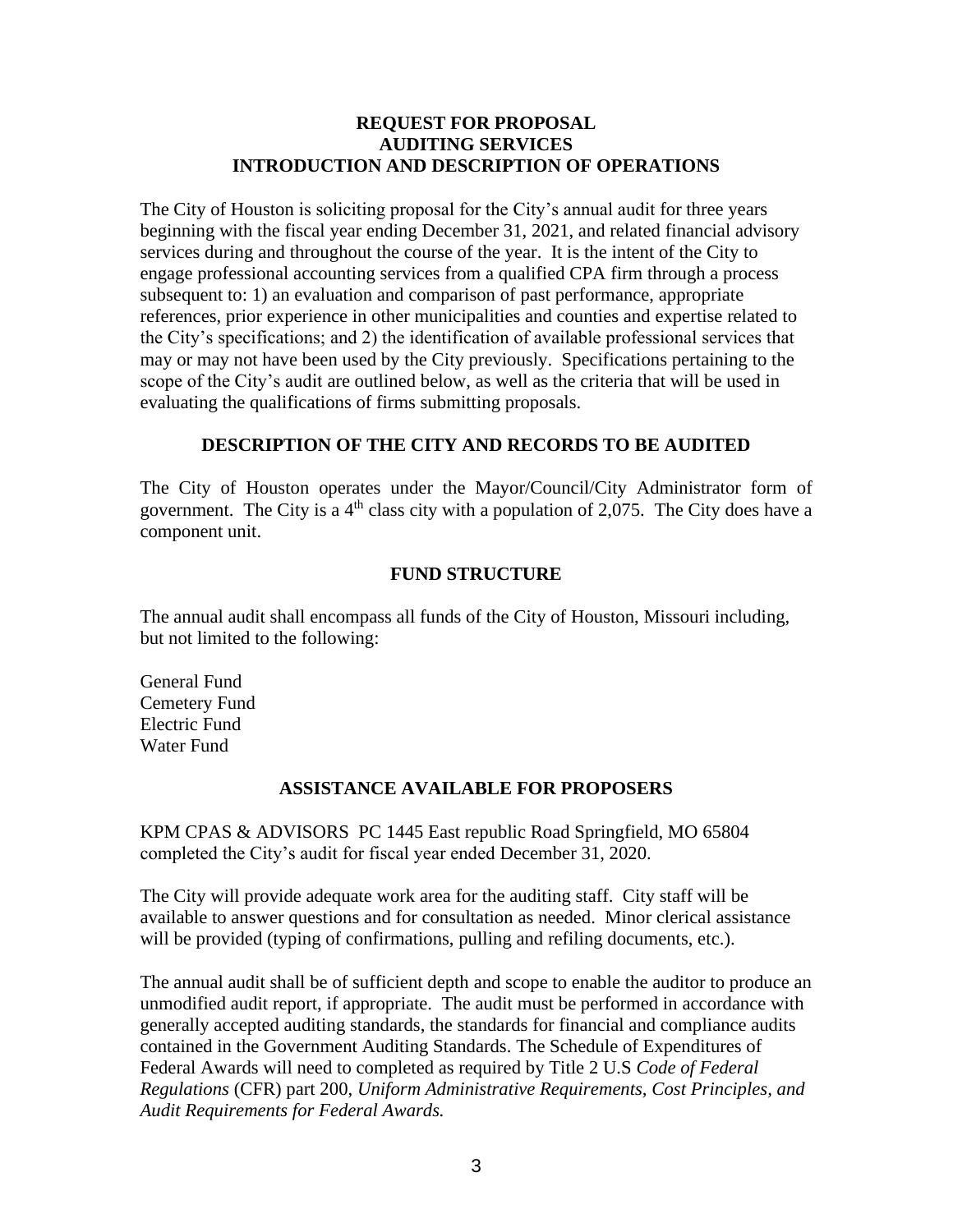## REQUEST FOR PROPOSAL
## AUDITING SERVICES
## INTRODUCTION AND DESCRIPTION OF OPERATIONS

The City of Houston is soliciting proposal for the City's annual audit for three years beginning with the fiscal year ending December 31, 2021, and related financial advisory services during and throughout the course of the year. It is the intent of the City to engage professional accounting services from a qualified CPA firm through a process subsequent to: 1) an evaluation and comparison of past performance, appropriate references, prior experience in other municipalities and counties and expertise related to the City's specifications; and 2) the identification of available professional services that may or may not have been used by the City previously. Specifications pertaining to the scope of the City's audit are outlined below, as well as the criteria that will be used in evaluating the qualifications of firms submitting proposals.

## DESCRIPTION OF THE CITY AND RECORDS TO BE AUDITED

The City of Houston operates under the Mayor/Council/City Administrator form of government. The City is a 4th class city with a population of 2,075. The City does have a component unit.

## FUND STRUCTURE

The annual audit shall encompass all funds of the City of Houston, Missouri including, but not limited to the following:

General Fund
Cemetery Fund
Electric Fund
Water Fund

## ASSISTANCE AVAILABLE FOR PROPOSERS

KPM CPAS & ADVISORS PC 1445 East republic Road Springfield, MO 65804 completed the City's audit for fiscal year ended December 31, 2020.

The City will provide adequate work area for the auditing staff. City staff will be available to answer questions and for consultation as needed. Minor clerical assistance will be provided (typing of confirmations, pulling and refiling documents, etc.).

The annual audit shall be of sufficient depth and scope to enable the auditor to produce an unmodified audit report, if appropriate. The audit must be performed in accordance with generally accepted auditing standards, the standards for financial and compliance audits contained in the Government Auditing Standards. The Schedule of Expenditures of Federal Awards will need to completed as required by Title 2 U.S *Code of Federal Regulations* (CFR) part 200, *Uniform Administrative Requirements, Cost Principles, and Audit Requirements for Federal Awards.*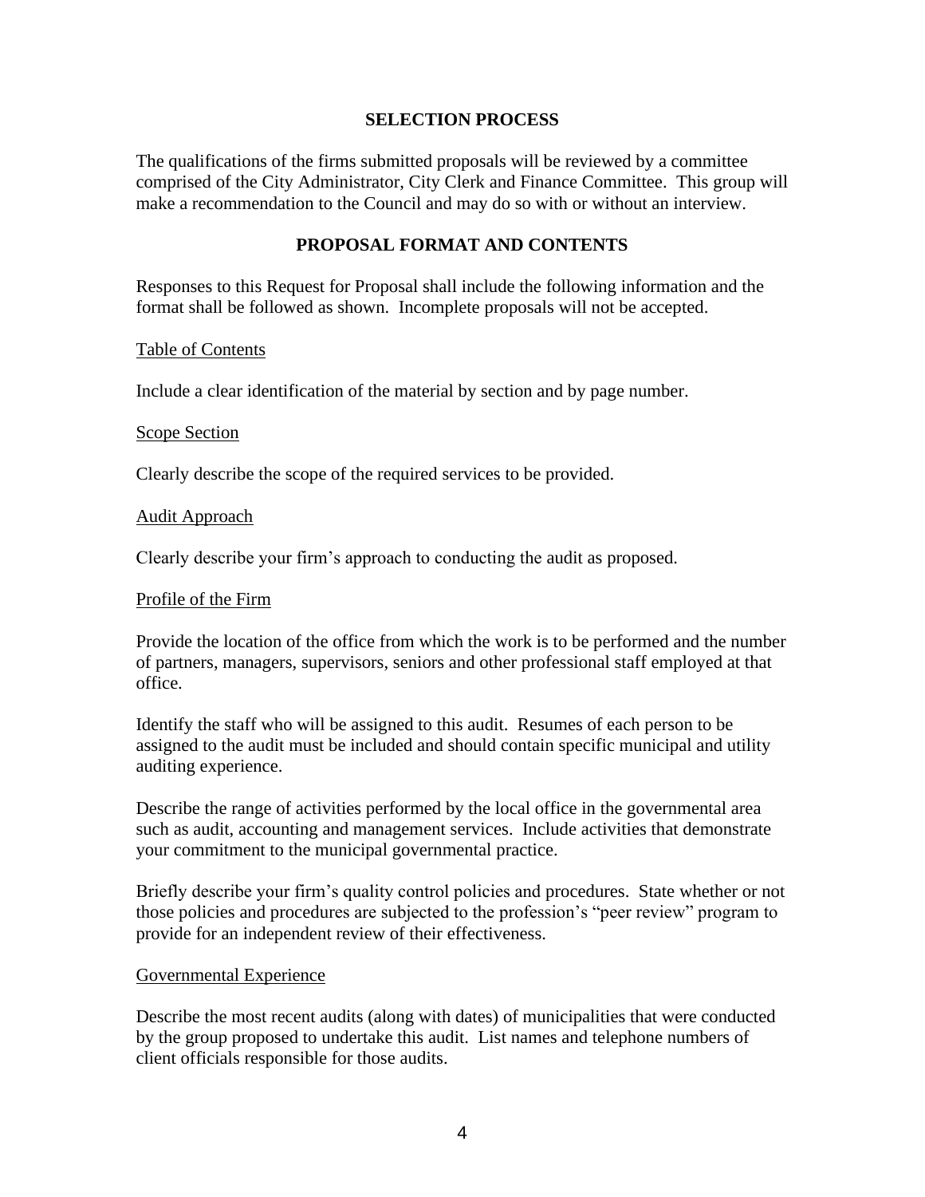## SELECTION PROCESS

The qualifications of the firms submitted proposals will be reviewed by a committee comprised of the City Administrator, City Clerk and Finance Committee. This group will make a recommendation to the Council and may do so with or without an interview.

## PROPOSAL FORMAT AND CONTENTS

Responses to this Request for Proposal shall include the following information and the format shall be followed as shown. Incomplete proposals will not be accepted.

### Table of Contents

Include a clear identification of the material by section and by page number.

### Scope Section

Clearly describe the scope of the required services to be provided.

### Audit Approach

Clearly describe your firm's approach to conducting the audit as proposed.

### Profile of the Firm

Provide the location of the office from which the work is to be performed and the number of partners, managers, supervisors, seniors and other professional staff employed at that office.

Identify the staff who will be assigned to this audit. Resumes of each person to be assigned to the audit must be included and should contain specific municipal and utility auditing experience.

Describe the range of activities performed by the local office in the governmental area such as audit, accounting and management services. Include activities that demonstrate your commitment to the municipal governmental practice.

Briefly describe your firm's quality control policies and procedures. State whether or not those policies and procedures are subjected to the profession's "peer review" program to provide for an independent review of their effectiveness.

### Governmental Experience

Describe the most recent audits (along with dates) of municipalities that were conducted by the group proposed to undertake this audit. List names and telephone numbers of client officials responsible for those audits.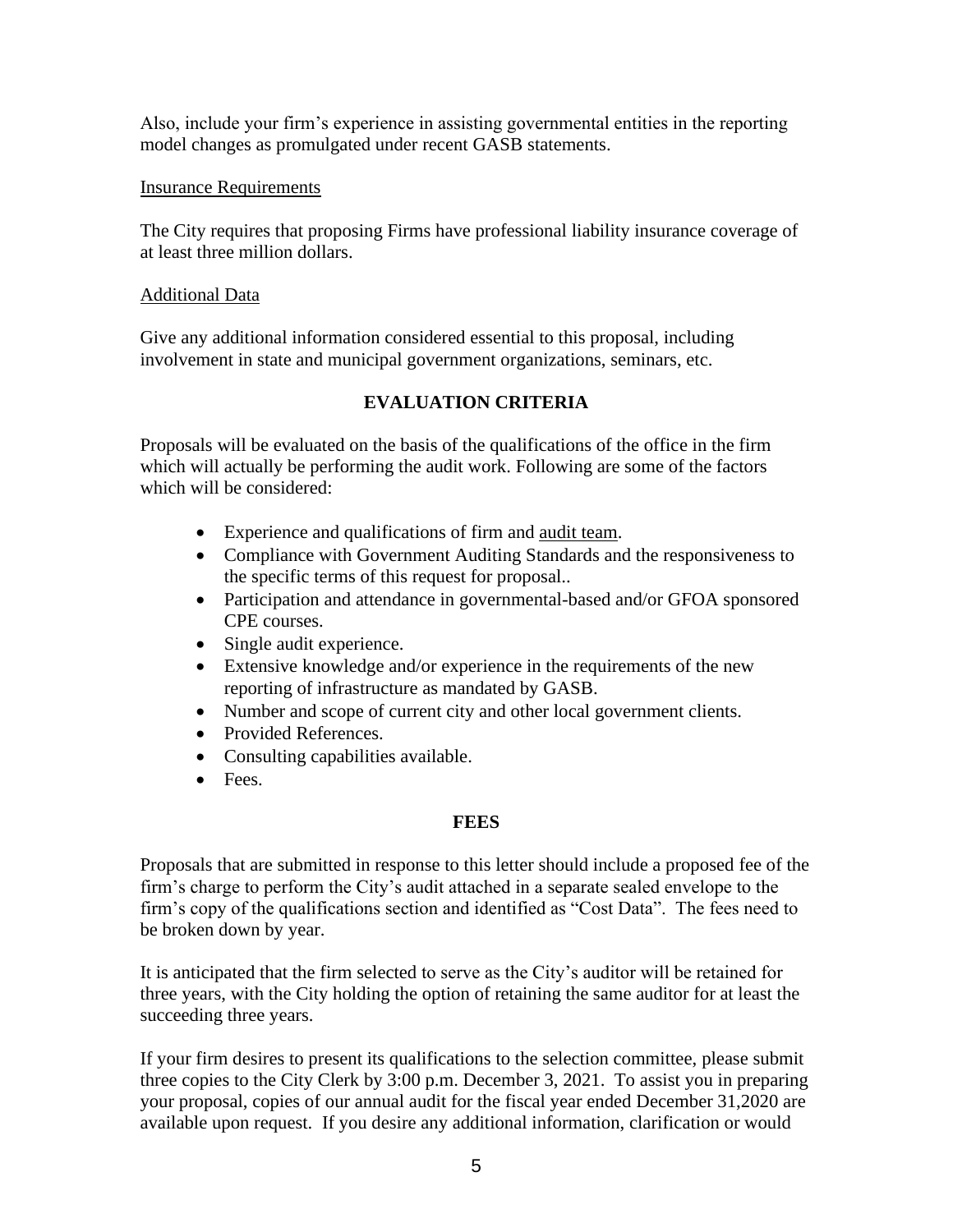Also, include your firm's experience in assisting governmental entities in the reporting model changes as promulgated under recent GASB statements.

<u>Insurance Requirements</u>

The City requires that proposing Firms have professional liability insurance coverage of at least three million dollars.

<u>Additional Data</u>

Give any additional information considered essential to this proposal, including involvement in state and municipal government organizations, seminars, etc.

## EVALUATION CRITERIA

Proposals will be evaluated on the basis of the qualifications of the office in the firm which will actually be performing the audit work. Following are some of the factors which will be considered:

- Experience and qualifications of firm and <u>audit team</u>.
- Compliance with Government Auditing Standards and the responsiveness to the specific terms of this request for proposal..
- Participation and attendance in governmental-based and/or GFOA sponsored CPE courses.
- Single audit experience.
- Extensive knowledge and/or experience in the requirements of the new reporting of infrastructure as mandated by GASB.
- Number and scope of current city and other local government clients.
- Provided References.
- Consulting capabilities available.
- Fees.

## FEES

Proposals that are submitted in response to this letter should include a proposed fee of the firm's charge to perform the City's audit attached in a separate sealed envelope to the firm's copy of the qualifications section and identified as "Cost Data". The fees need to be broken down by year.

It is anticipated that the firm selected to serve as the City's auditor will be retained for three years, with the City holding the option of retaining the same auditor for at least the succeeding three years.

If your firm desires to present its qualifications to the selection committee, please submit three copies to the City Clerk by 3:00 p.m. December 3, 2021. To assist you in preparing your proposal, copies of our annual audit for the fiscal year ended December 31,2020 are available upon request. If you desire any additional information, clarification or would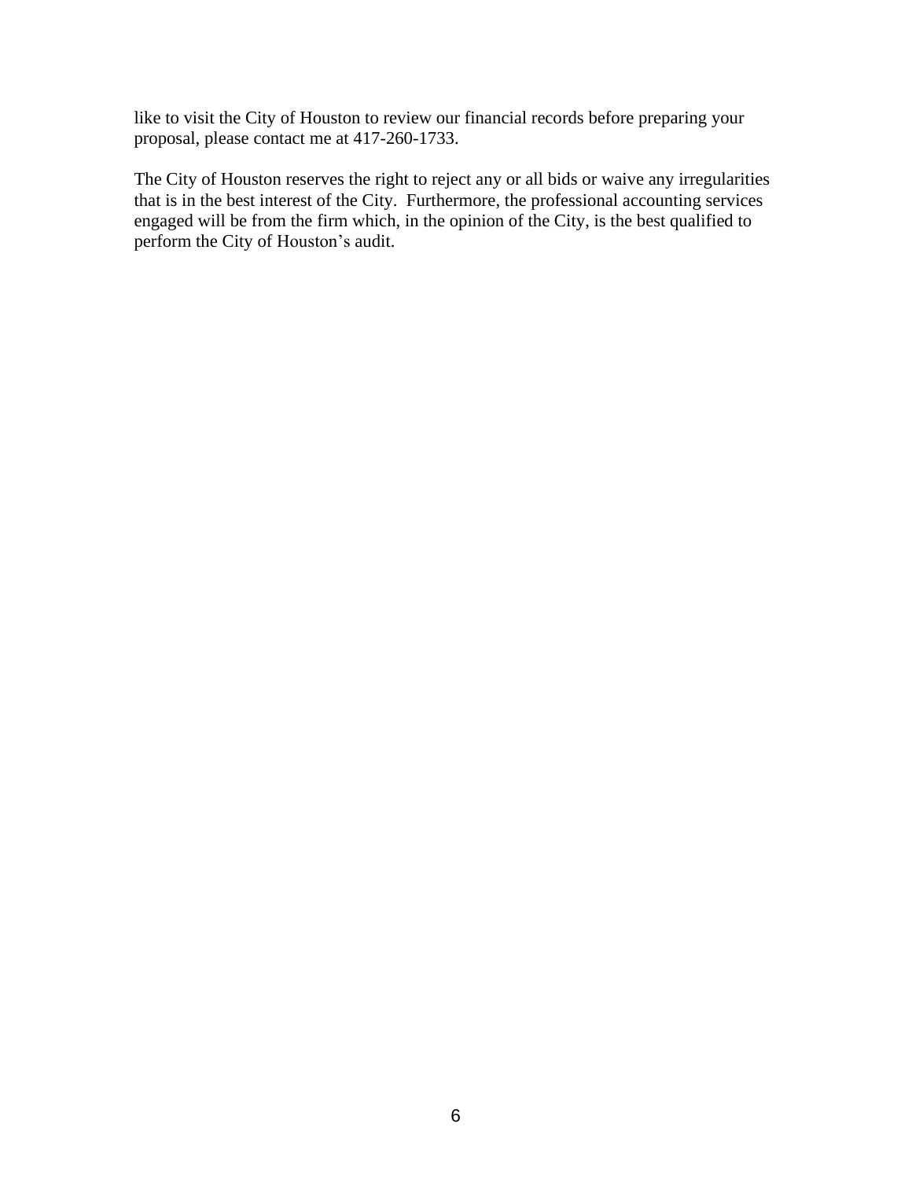like to visit the City of Houston to review our financial records before preparing your proposal, please contact me at 417-260-1733.

The City of Houston reserves the right to reject any or all bids or waive any irregularities that is in the best interest of the City. Furthermore, the professional accounting services engaged will be from the firm which, in the opinion of the City, is the best qualified to perform the City of Houston's audit.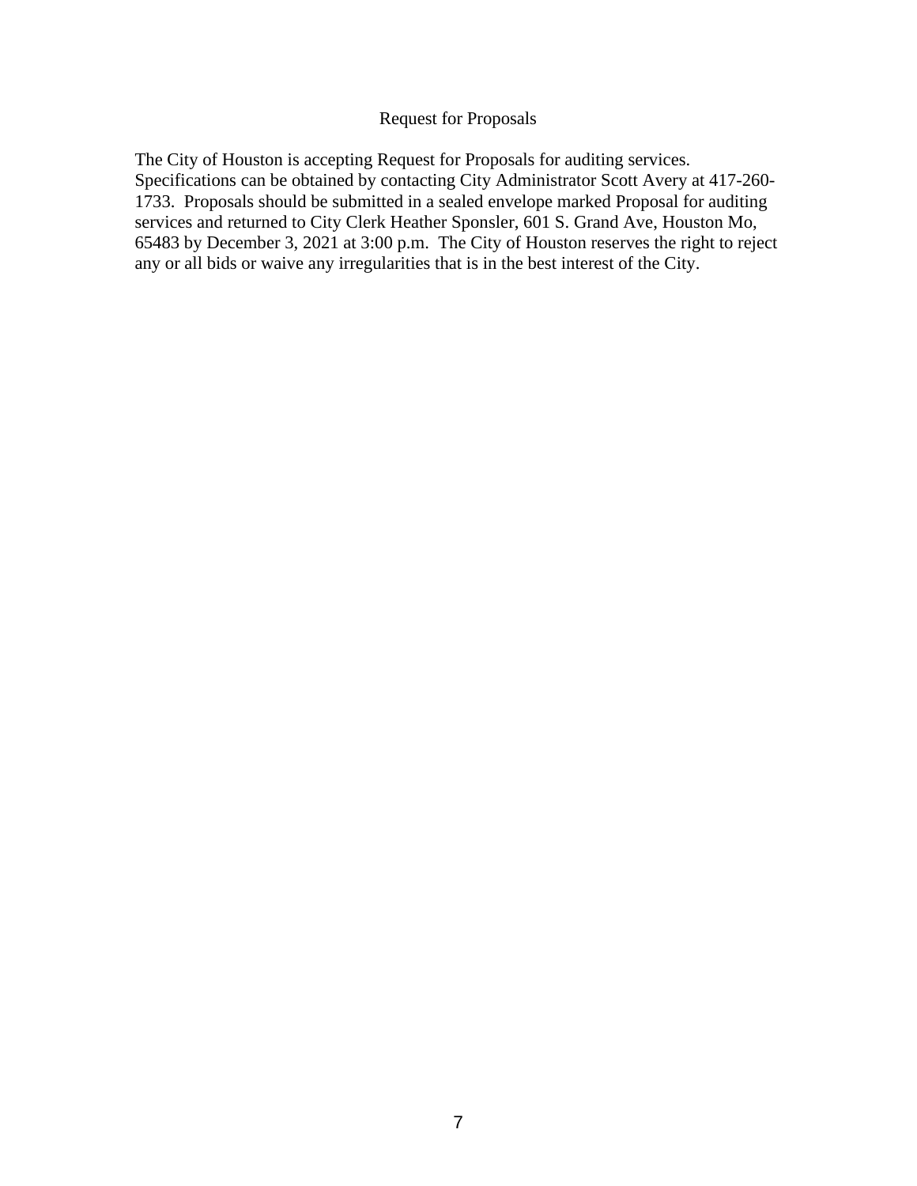# Request for Proposals

The City of Houston is accepting Request for Proposals for auditing services. Specifications can be obtained by contacting City Administrator Scott Avery at 417-260-1733. Proposals should be submitted in a sealed envelope marked Proposal for auditing services and returned to City Clerk Heather Sponsler, 601 S. Grand Ave, Houston Mo, 65483 by December 3, 2021 at 3:00 p.m. The City of Houston reserves the right to reject any or all bids or waive any irregularities that is in the best interest of the City.